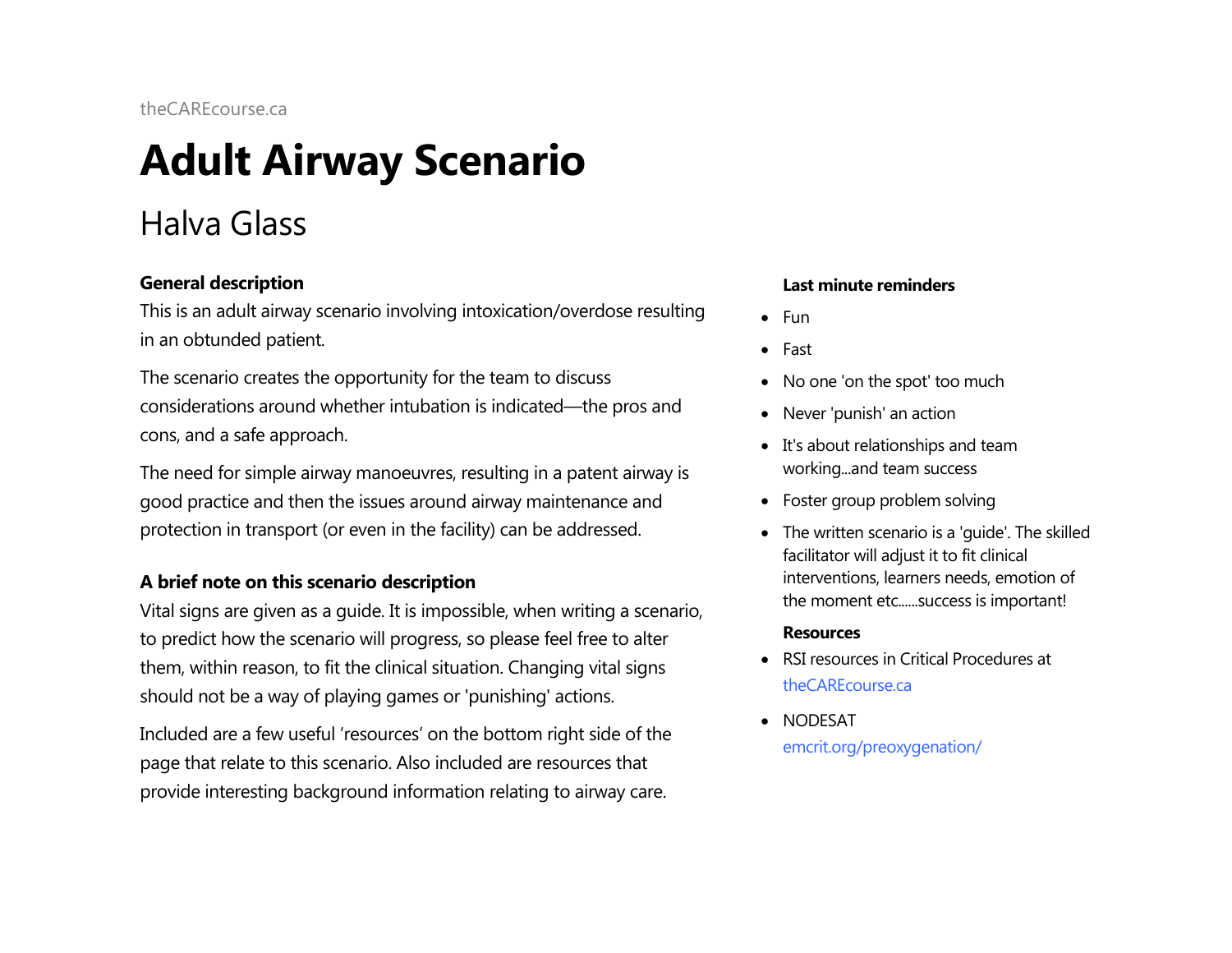theCAREcourse.ca

# Adult Airway Scenario

## Halva Glass

### General description

This is an adult airway scenario involving intoxication/overdose resulting in an obtunded patient.

The scenario creates the opportunity for the team to discuss considerations around whether intubation is indicated—the pros and cons, and a safe approach.

The need for simple airway manoeuvres, resulting in a patent airway is good practice and then the issues around airway maintenance and protection in transport (or even in the facility) can be addressed.

### A brief note on this scenario description

Vital signs are given as a guide. It is impossible, when writing a scenario, to predict how the scenario will progress, so please feel free to alter them, within reason, to fit the clinical situation. Changing vital signs should not be a way of playing games or 'punishing' actions.

Included are a few useful 'resources' on the bottom right side of the page that relate to this scenario. Also included are resources that provide interesting background information relating to airway care.

### Last minute reminders

- Fun
- Fast
- No one 'on the spot' too much
- Never 'punish' an action
- It's about relationships and team working...and team success
- Foster group problem solving
- The written scenario is a 'guide'. The skilled facilitator will adjust it to fit clinical interventions, learners needs, emotion of the moment etc......success is important!

### Resources

- RSI resources in Critical Procedures at theCAREcourse.ca
- NODESAT emcrit.org/preoxygenation/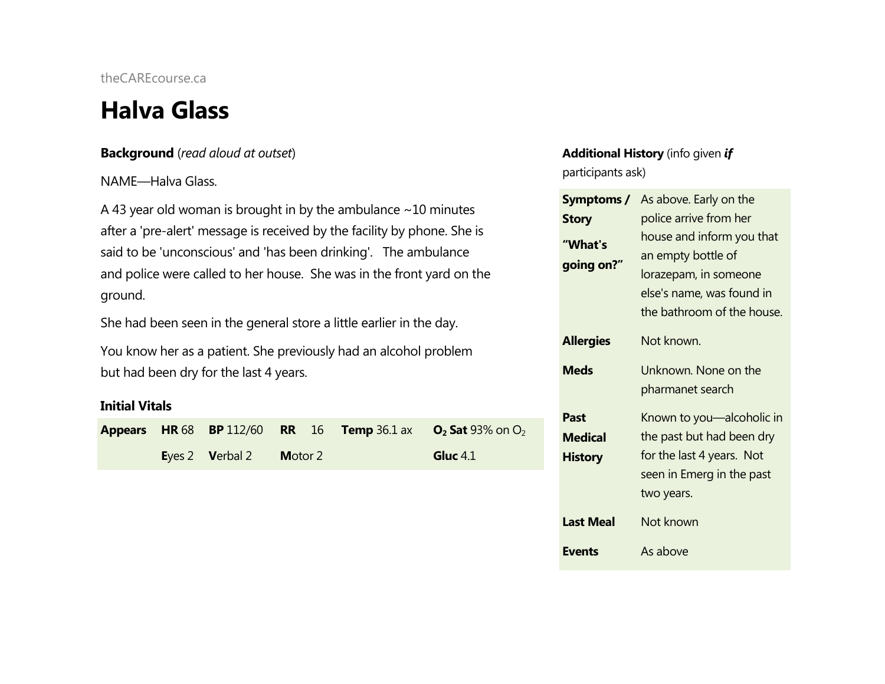theCAREcourse.ca

# Halva Glass

**Background** (*read aloud at outset*)

NAME—Halva Glass.

A 43 year old woman is brought in by the ambulance ~10 minutes after a 'pre-alert' message is received by the facility by phone. She is said to be 'unconscious' and 'has been drinking'. The ambulance and police were called to her house. She was in the front yard on the ground.

She had been seen in the general store a little earlier in the day.

You know her as a patient. She previously had an alcohol problem but had been dry for the last 4 years.

### Initial Vitals

| Appears | HR 68 | BP 112/60 | RR 16 | Temp 36.1 ax | $O_2$ Sat 93% on $O_2$ |
|---|---|---|---|---|---|
| | Eyes 2 | Verbal 2 | Motor 2 | | Gluc 4.1 |

**Additional History** (info given ***if*** participants ask)

| | |
|---|---|
| **Symptoms / Story** **"What's going on?"** | As above. Early on the police arrive from her house and inform you that an empty bottle of lorazepam, in someone else's name, was found in the bathroom of the house. |
| **Allergies** | Not known. |
| **Meds** | Unknown. None on the pharmanet search |
| **Past Medical History** | Known to you—alcoholic in the past but had been dry for the last 4 years. Not seen in Emerg in the past two years. |
| **Last Meal** | Not known |
| **Events** | As above |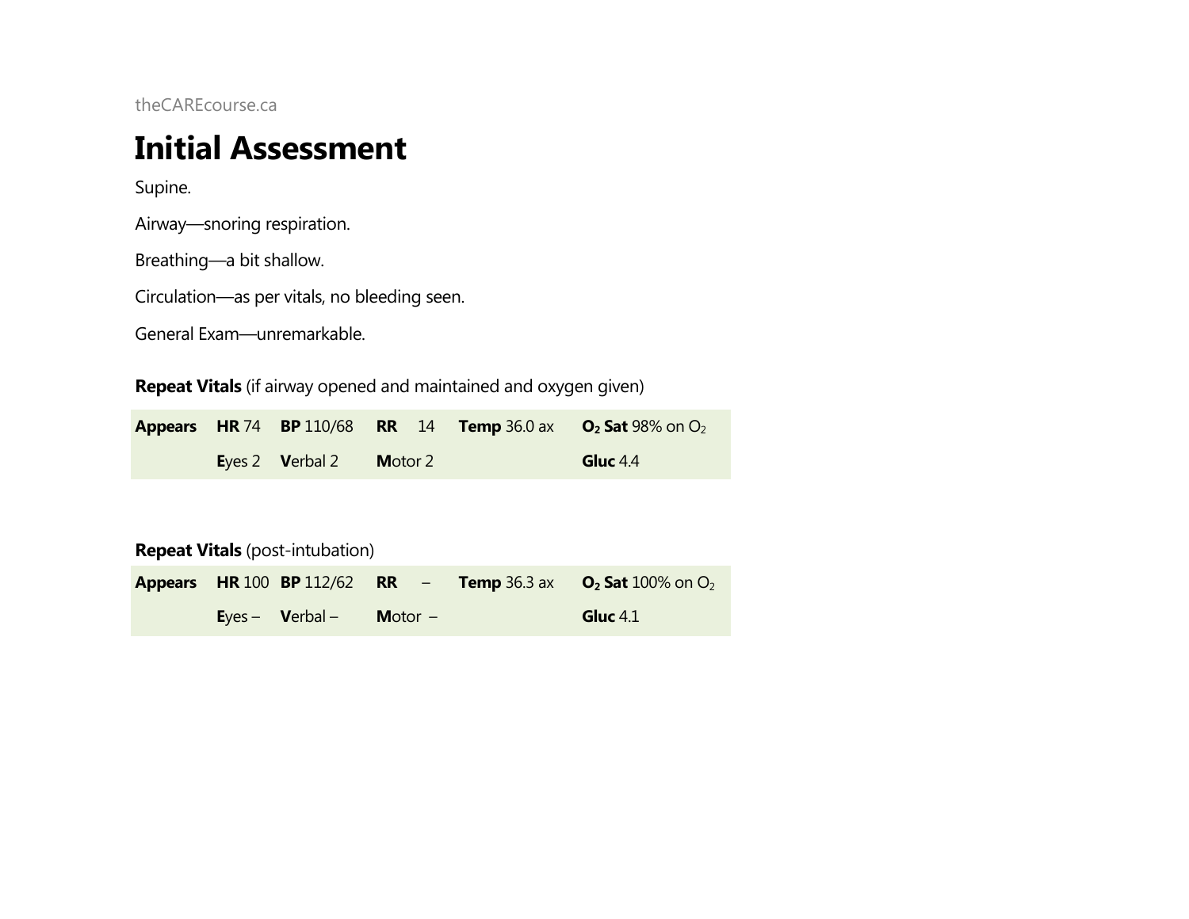theCAREcourse.ca

# Initial Assessment

Supine.

Airway—snoring respiration.

Breathing—a bit shallow.

Circulation—as per vitals, no bleeding seen.

General Exam—unremarkable.

**Repeat Vitals** (if airway opened and maintained and oxygen given)

| **Appears** | **HR** 74 | **BP** 110/68 | **RR** 14 | **Temp** 36.0 ax | **$O_2$ Sat** 98% on $O_2$ |
|---|---|---|---|---|---|
| | **E**yes 2 | **V**erbal 2 | **M**otor 2 | | **Gluc** 4.4 |

**Repeat Vitals** (post-intubation)

| **Appears** | **HR** 100 | **BP** 112/62 | **RR** – | **Temp** 36.3 ax | **$O_2$ Sat** 100% on $O_2$ |
|---|---|---|---|---|---|
| | **E**yes – | **V**erbal – | **M**otor – | | **Gluc** 4.1 |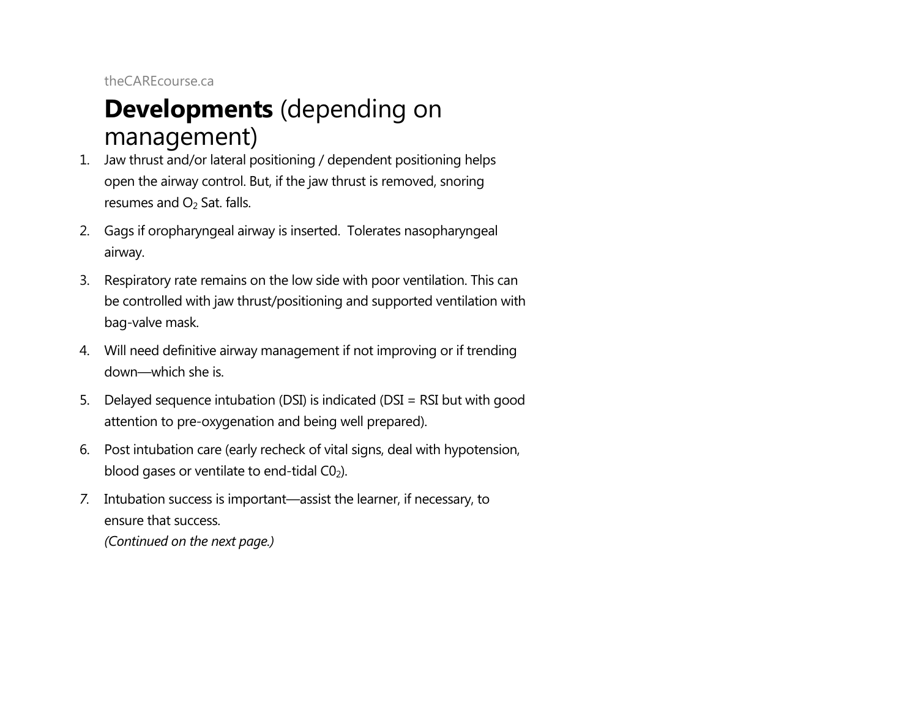## **Developments** (depending on management)

1. Jaw thrust and/or lateral positioning / dependent positioning helps open the airway control. But, if the jaw thrust is removed, snoring resumes and $O_2$ Sat. falls.
2. Gags if oropharyngeal airway is inserted. Tolerates nasopharyngeal airway.
3. Respiratory rate remains on the low side with poor ventilation. This can be controlled with jaw thrust/positioning and supported ventilation with bag-valve mask.
4. Will need definitive airway management if not improving or if trending down—which she is.
5. Delayed sequence intubation (DSI) is indicated (DSI = RSI but with good attention to pre-oxygenation and being well prepared).
6. Post intubation care (early recheck of vital signs, deal with hypotension, blood gases or ventilate to end-tidal $C0_2$).
7. Intubation success is important—assist the learner, if necessary, to ensure that success.
   *(Continued on the next page.)*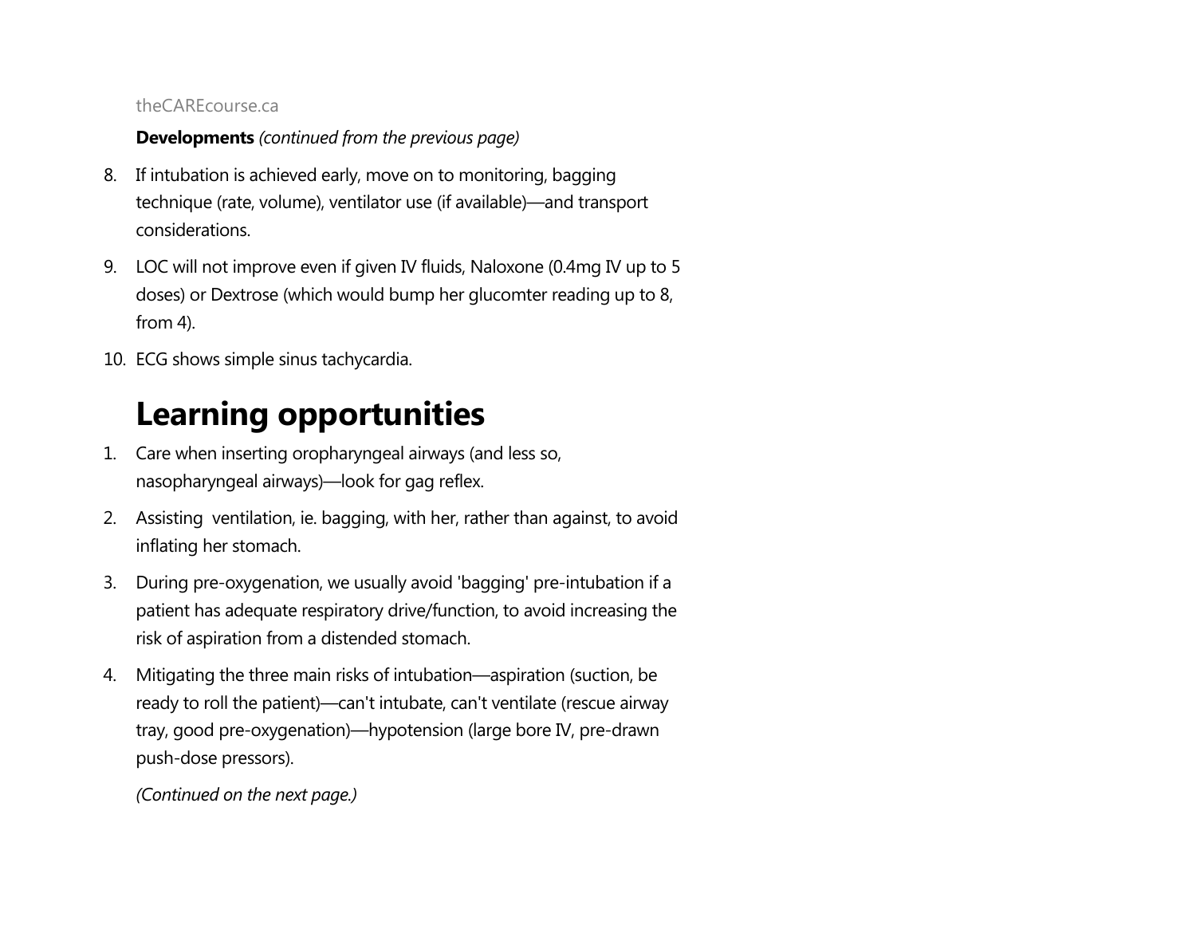**Developments** *(continued from the previous page)*

8. If intubation is achieved early, move on to monitoring, bagging technique (rate, volume), ventilator use (if available)—and transport considerations.
9. LOC will not improve even if given IV fluids, Naloxone (0.4mg IV up to 5 doses) or Dextrose (which would bump her glucomter reading up to 8, from 4).
10. ECG shows simple sinus tachycardia.

# Learning opportunities

1. Care when inserting oropharyngeal airways (and less so, nasopharyngeal airways)—look for gag reflex.
2. Assisting ventilation, ie. bagging, with her, rather than against, to avoid inflating her stomach.
3. During pre-oxygenation, we usually avoid 'bagging' pre-intubation if a patient has adequate respiratory drive/function, to avoid increasing the risk of aspiration from a distended stomach.
4. Mitigating the three main risks of intubation—aspiration (suction, be ready to roll the patient)—can't intubate, can't ventilate (rescue airway tray, good pre-oxygenation)—hypotension (large bore IV, pre-drawn push-dose pressors).

*(Continued on the next page.)*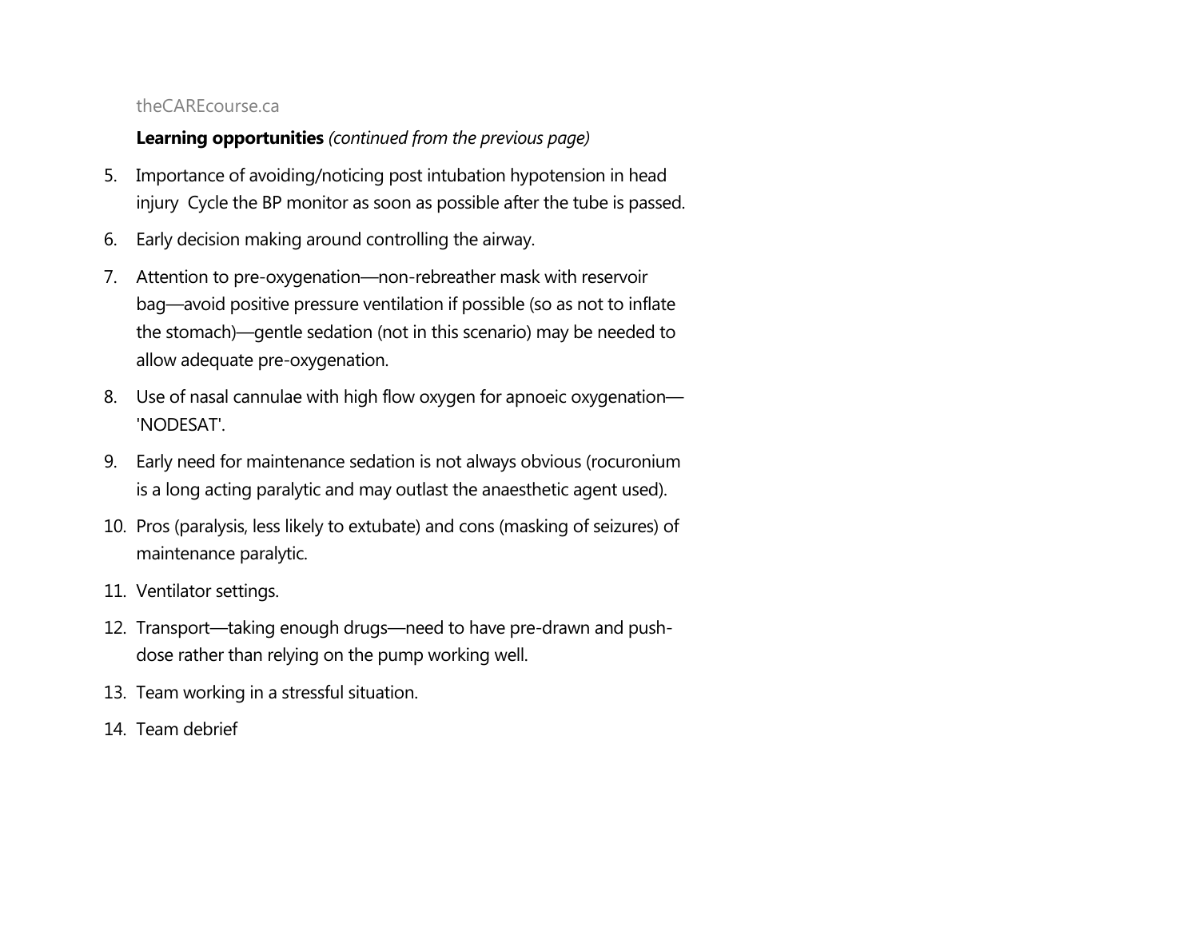**Learning opportunities** *(continued from the previous page)*

5. Importance of avoiding/noticing post intubation hypotension in head injury  Cycle the BP monitor as soon as possible after the tube is passed.
6. Early decision making around controlling the airway.
7. Attention to pre-oxygenation—non-rebreather mask with reservoir bag—avoid positive pressure ventilation if possible (so as not to inflate the stomach)—gentle sedation (not in this scenario) may be needed to allow adequate pre-oxygenation.
8. Use of nasal cannulae with high flow oxygen for apnoeic oxygenation—'NODESAT'.
9. Early need for maintenance sedation is not always obvious (rocuronium is a long acting paralytic and may outlast the anaesthetic agent used).
10. Pros (paralysis, less likely to extubate) and cons (masking of seizures) of maintenance paralytic.
11. Ventilator settings.
12. Transport—taking enough drugs—need to have pre-drawn and push-dose rather than relying on the pump working well.
13. Team working in a stressful situation.
14. Team debrief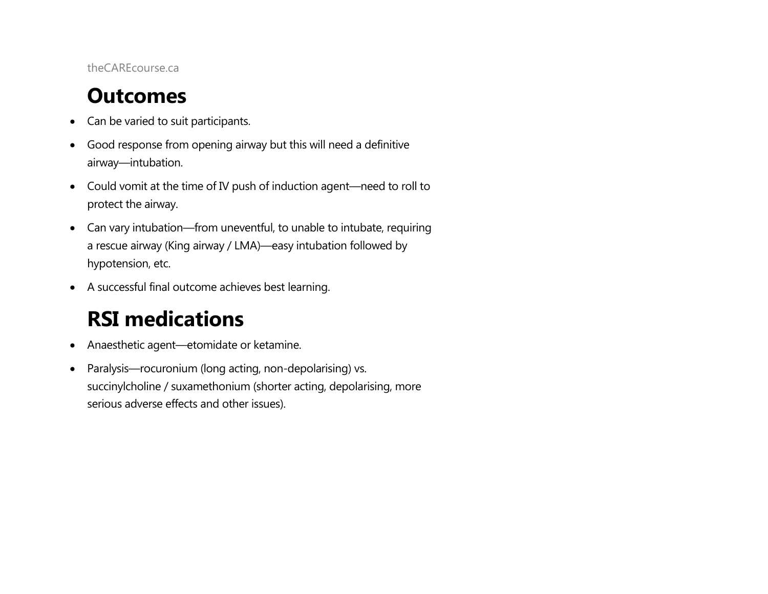## Outcomes

- Can be varied to suit participants.
- Good response from opening airway but this will need a definitive airway—intubation.
- Could vomit at the time of IV push of induction agent—need to roll to protect the airway.
- Can vary intubation—from uneventful, to unable to intubate, requiring a rescue airway (King airway / LMA)—easy intubation followed by hypotension, etc.
- A successful final outcome achieves best learning.

## RSI medications

- Anaesthetic agent—etomidate or ketamine.
- Paralysis—rocuronium (long acting, non-depolarising) vs. succinylcholine / suxamethonium (shorter acting, depolarising, more serious adverse effects and other issues).